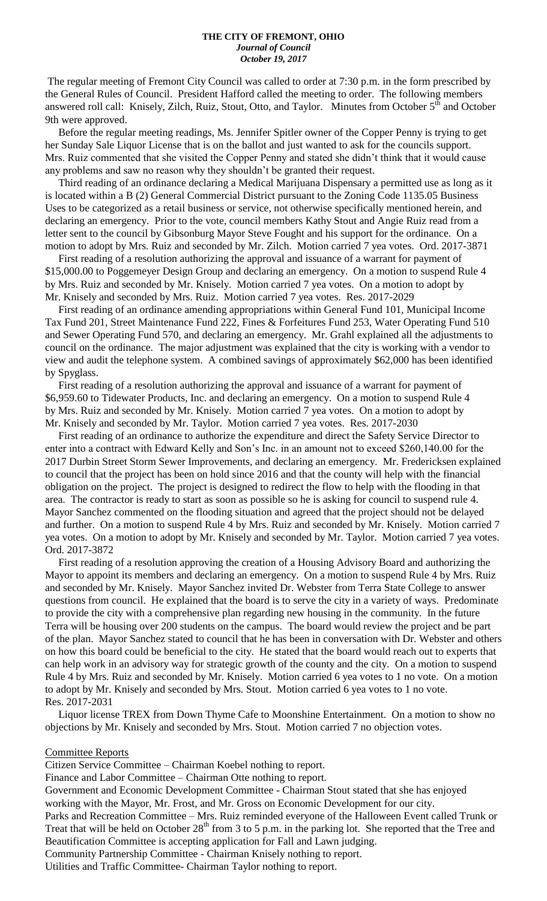# THE CITY OF FREMONT, OHIO

*Journal of Council*

*October 19, 2017*

The regular meeting of Fremont City Council was called to order at 7:30 p.m. in the form prescribed by the General Rules of Council. President Hafford called the meeting to order. The following members answered roll call: Knisely, Zilch, Ruiz, Stout, Otto, and Taylor. Minutes from October 5th and October 9th were approved.

Before the regular meeting readings, Ms. Jennifer Spitler owner of the Copper Penny is trying to get her Sunday Sale Liquor License that is on the ballot and just wanted to ask for the councils support. Mrs. Ruiz commented that she visited the Copper Penny and stated she didn't think that it would cause any problems and saw no reason why they shouldn't be granted their request.

Third reading of an ordinance declaring a Medical Marijuana Dispensary a permitted use as long as it is located within a B (2) General Commercial District pursuant to the Zoning Code 1135.05 Business Uses to be categorized as a retail business or service, not otherwise specifically mentioned herein, and declaring an emergency. Prior to the vote, council members Kathy Stout and Angie Ruiz read from a letter sent to the council by Gibsonburg Mayor Steve Fought and his support for the ordinance. On a motion to adopt by Mrs. Ruiz and seconded by Mr. Zilch. Motion carried 7 yea votes. Ord. 2017-3871

First reading of a resolution authorizing the approval and issuance of a warrant for payment of $15,000.00 to Poggemeyer Design Group and declaring an emergency. On a motion to suspend Rule 4 by Mrs. Ruiz and seconded by Mr. Knisely. Motion carried 7 yea votes. On a motion to adopt by Mr. Knisely and seconded by Mrs. Ruiz. Motion carried 7 yea votes. Res. 2017-2029

First reading of an ordinance amending appropriations within General Fund 101, Municipal Income Tax Fund 201, Street Maintenance Fund 222, Fines & Forfeitures Fund 253, Water Operating Fund 510 and Sewer Operating Fund 570, and declaring an emergency. Mr. Grahl explained all the adjustments to council on the ordinance. The major adjustment was explained that the city is working with a vendor to view and audit the telephone system. A combined savings of approximately $62,000 has been identified by Spyglass.

First reading of a resolution authorizing the approval and issuance of a warrant for payment of $6,959.60 to Tidewater Products, Inc. and declaring an emergency. On a motion to suspend Rule 4 by Mrs. Ruiz and seconded by Mr. Knisely. Motion carried 7 yea votes. On a motion to adopt by Mr. Knisely and seconded by Mr. Taylor. Motion carried 7 yea votes. Res. 2017-2030

First reading of an ordinance to authorize the expenditure and direct the Safety Service Director to enter into a contract with Edward Kelly and Son's Inc. in an amount not to exceed $260,140.00 for the 2017 Durbin Street Storm Sewer Improvements, and declaring an emergency. Mr. Fredericksen explained to council that the project has been on hold since 2016 and that the county will help with the financial obligation on the project. The project is designed to redirect the flow to help with the flooding in that area. The contractor is ready to start as soon as possible so he is asking for council to suspend rule 4. Mayor Sanchez commented on the flooding situation and agreed that the project should not be delayed and further. On a motion to suspend Rule 4 by Mrs. Ruiz and seconded by Mr. Knisely. Motion carried 7 yea votes. On a motion to adopt by Mr. Knisely and seconded by Mr. Taylor. Motion carried 7 yea votes. Ord. 2017-3872

First reading of a resolution approving the creation of a Housing Advisory Board and authorizing the Mayor to appoint its members and declaring an emergency. On a motion to suspend Rule 4 by Mrs. Ruiz and seconded by Mr. Knisely. Mayor Sanchez invited Dr. Webster from Terra State College to answer questions from council. He explained that the board is to serve the city in a variety of ways. Predominate to provide the city with a comprehensive plan regarding new housing in the community. In the future Terra will be housing over 200 students on the campus. The board would review the project and be part of the plan. Mayor Sanchez stated to council that he has been in conversation with Dr. Webster and others on how this board could be beneficial to the city. He stated that the board would reach out to experts that can help work in an advisory way for strategic growth of the county and the city. On a motion to suspend Rule 4 by Mrs. Ruiz and seconded by Mr. Knisely. Motion carried 6 yea votes to 1 no vote. On a motion to adopt by Mr. Knisely and seconded by Mrs. Stout. Motion carried 6 yea votes to 1 no vote. Res. 2017-2031

Liquor license TREX from Down Thyme Cafe to Moonshine Entertainment. On a motion to show no objections by Mr. Knisely and seconded by Mrs. Stout. Motion carried 7 no objection votes.

## Committee Reports

Citizen Service Committee – Chairman Koebel nothing to report.

Finance and Labor Committee – Chairman Otte nothing to report.

Government and Economic Development Committee - Chairman Stout stated that she has enjoyed working with the Mayor, Mr. Frost, and Mr. Gross on Economic Development for our city.

Parks and Recreation Committee – Mrs. Ruiz reminded everyone of the Halloween Event called Trunk or Treat that will be held on October 28th from 3 to 5 p.m. in the parking lot. She reported that the Tree and Beautification Committee is accepting application for Fall and Lawn judging.

Community Partnership Committee - Chairman Knisely nothing to report.

Utilities and Traffic Committee- Chairman Taylor nothing to report.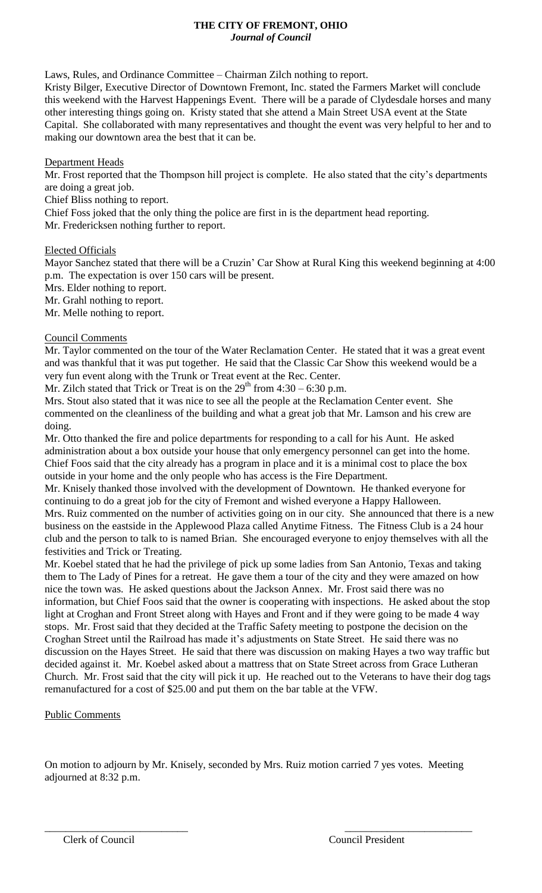Laws, Rules, and Ordinance Committee – Chairman Zilch nothing to report.

Kristy Bilger, Executive Director of Downtown Fremont, Inc. stated the Farmers Market will conclude this weekend with the Harvest Happenings Event. There will be a parade of Clydesdale horses and many other interesting things going on. Kristy stated that she attend a Main Street USA event at the State Capital. She collaborated with many representatives and thought the event was very helpful to her and to making our downtown area the best that it can be.

Department Heads

Mr. Frost reported that the Thompson hill project is complete. He also stated that the city's departments are doing a great job.

Chief Bliss nothing to report.

Chief Foss joked that the only thing the police are first in is the department head reporting.

Mr. Fredericksen nothing further to report.

Elected Officials

Mayor Sanchez stated that there will be a Cruzin' Car Show at Rural King this weekend beginning at 4:00 p.m. The expectation is over 150 cars will be present.

Mrs. Elder nothing to report.

Mr. Grahl nothing to report.

Mr. Melle nothing to report.

Council Comments

Mr. Taylor commented on the tour of the Water Reclamation Center. He stated that it was a great event and was thankful that it was put together. He said that the Classic Car Show this weekend would be a very fun event along with the Trunk or Treat event at the Rec. Center.

Mr. Zilch stated that Trick or Treat is on the 29th from 4:30 – 6:30 p.m.

Mrs. Stout also stated that it was nice to see all the people at the Reclamation Center event. She commented on the cleanliness of the building and what a great job that Mr. Lamson and his crew are doing.

Mr. Otto thanked the fire and police departments for responding to a call for his Aunt. He asked administration about a box outside your house that only emergency personnel can get into the home. Chief Foos said that the city already has a program in place and it is a minimal cost to place the box outside in your home and the only people who has access is the Fire Department.

Mr. Knisely thanked those involved with the development of Downtown. He thanked everyone for continuing to do a great job for the city of Fremont and wished everyone a Happy Halloween.

Mrs. Ruiz commented on the number of activities going on in our city. She announced that there is a new business on the eastside in the Applewood Plaza called Anytime Fitness. The Fitness Club is a 24 hour club and the person to talk to is named Brian. She encouraged everyone to enjoy themselves with all the festivities and Trick or Treating.

Mr. Koebel stated that he had the privilege of pick up some ladies from San Antonio, Texas and taking them to The Lady of Pines for a retreat. He gave them a tour of the city and they were amazed on how nice the town was. He asked questions about the Jackson Annex. Mr. Frost said there was no information, but Chief Foos said that the owner is cooperating with inspections. He asked about the stop light at Croghan and Front Street along with Hayes and Front and if they were going to be made 4 way stops. Mr. Frost said that they decided at the Traffic Safety meeting to postpone the decision on the Croghan Street until the Railroad has made it's adjustments on State Street. He said there was no discussion on the Hayes Street. He said that there was discussion on making Hayes a two way traffic but decided against it. Mr. Koebel asked about a mattress that on State Street across from Grace Lutheran Church. Mr. Frost said that the city will pick it up. He reached out to the Veterans to have their dog tags remanufactured for a cost of $25.00 and put them on the bar table at the VFW.

Public Comments

On motion to adjourn by Mr. Knisely, seconded by Mrs. Ruiz motion carried 7 yes votes. Meeting adjourned at 8:32 p.m.

\_\_\_\_\_\_\_\_\_\_\_\_\_\_\_\_\_\_\_\_\_\_\_\_\_\_\_\_ \_\_\_\_\_\_\_\_\_\_\_\_\_\_\_\_\_\_\_\_\_\_\_\_\_\_\_\_

Clerk of Council Council President